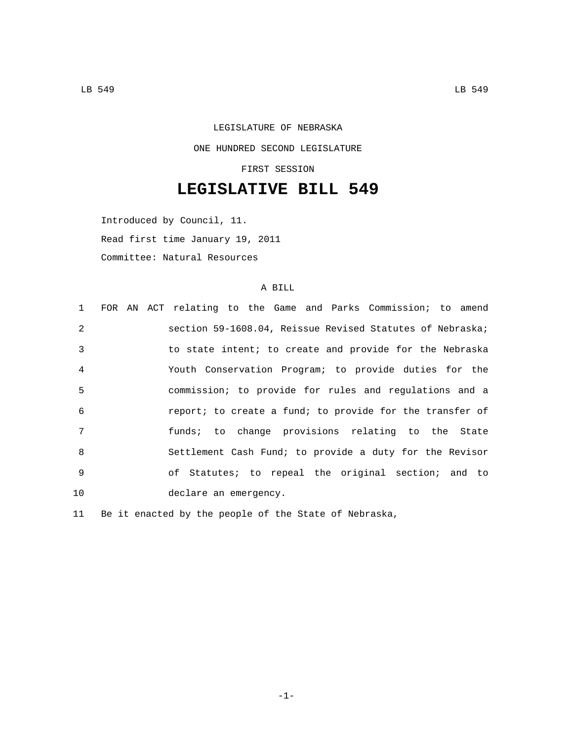LEGISLATURE OF NEBRASKA

ONE HUNDRED SECOND LEGISLATURE

FIRST SESSION

# LEGISLATIVE BILL 549

Introduced by Council, 11.

Read first time January 19, 2011

Committee: Natural Resources

A BILL

1 FOR AN ACT relating to the Game and Parks Commission; to amend
2 section 59-1608.04, Reissue Revised Statutes of Nebraska;
3 to state intent; to create and provide for the Nebraska
4 Youth Conservation Program; to provide duties for the
5 commission; to provide for rules and regulations and a
6 report; to create a fund; to provide for the transfer of
7 funds; to change provisions relating to the State
8 Settlement Cash Fund; to provide a duty for the Revisor
9 of Statutes; to repeal the original section; and to
10 declare an emergency.

11 Be it enacted by the people of the State of Nebraska,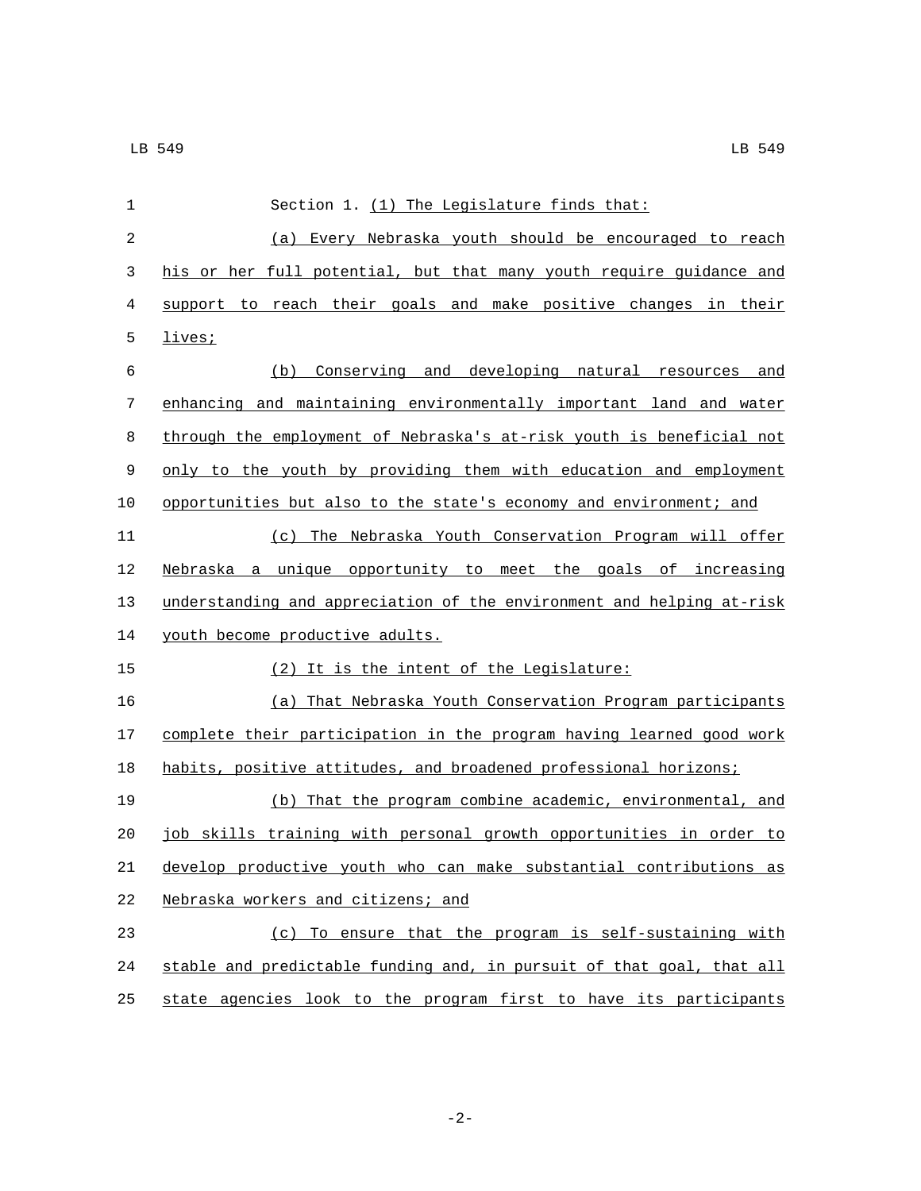Section 1. (1) The Legislature finds that:

(a) Every Nebraska youth should be encouraged to reach his or her full potential, but that many youth require guidance and support to reach their goals and make positive changes in their lives;

(b) Conserving and developing natural resources and enhancing and maintaining environmentally important land and water through the employment of Nebraska's at-risk youth is beneficial not only to the youth by providing them with education and employment opportunities but also to the state's economy and environment; and

(c) The Nebraska Youth Conservation Program will offer Nebraska a unique opportunity to meet the goals of increasing understanding and appreciation of the environment and helping at-risk youth become productive adults.

(2) It is the intent of the Legislature:

(a) That Nebraska Youth Conservation Program participants complete their participation in the program having learned good work habits, positive attitudes, and broadened professional horizons;

(b) That the program combine academic, environmental, and job skills training with personal growth opportunities in order to develop productive youth who can make substantial contributions as Nebraska workers and citizens; and

(c) To ensure that the program is self-sustaining with stable and predictable funding and, in pursuit of that goal, that all state agencies look to the program first to have its participants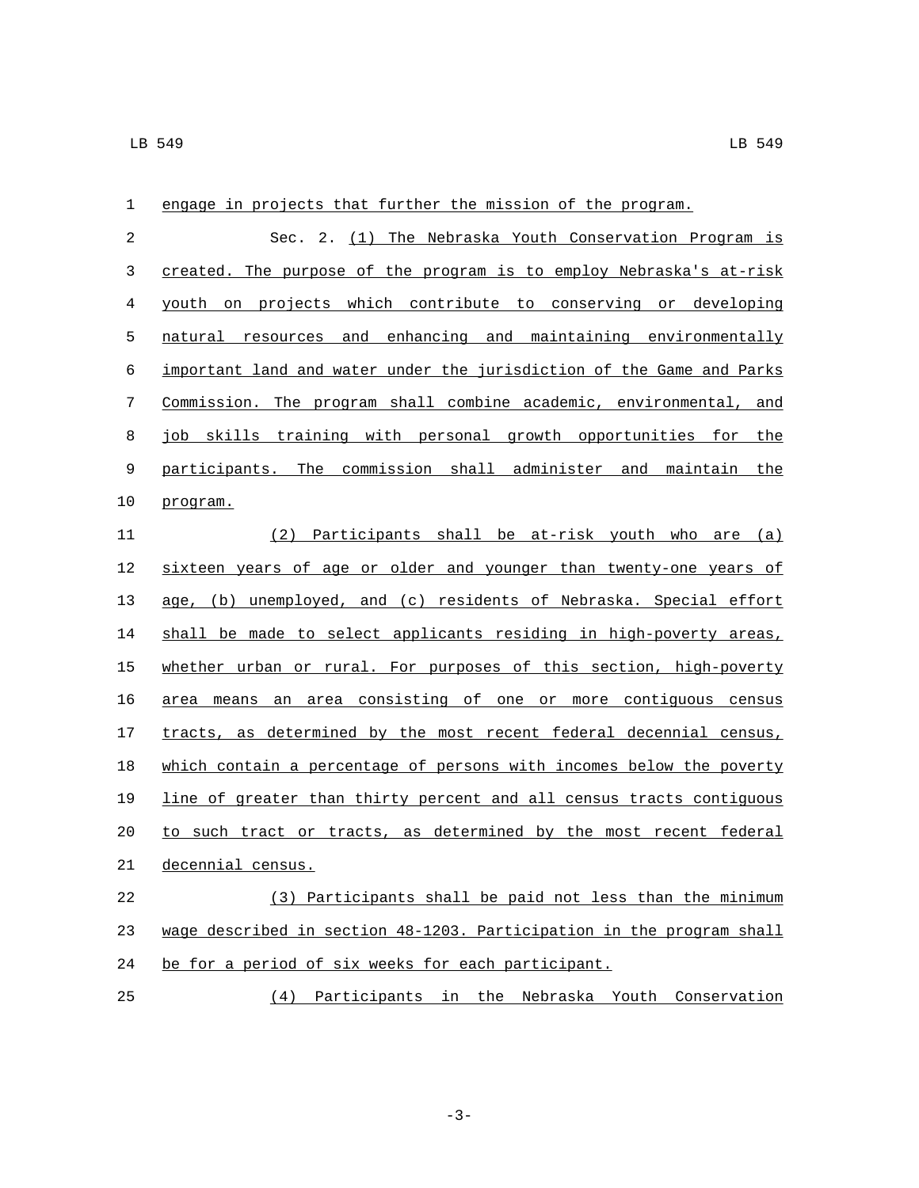engage in projects that further the mission of the program.

Sec. 2. (1) The Nebraska Youth Conservation Program is created. The purpose of the program is to employ Nebraska's at-risk youth on projects which contribute to conserving or developing natural resources and enhancing and maintaining environmentally important land and water under the jurisdiction of the Game and Parks Commission. The program shall combine academic, environmental, and job skills training with personal growth opportunities for the participants. The commission shall administer and maintain the program.

(2) Participants shall be at-risk youth who are (a) sixteen years of age or older and younger than twenty-one years of age, (b) unemployed, and (c) residents of Nebraska. Special effort shall be made to select applicants residing in high-poverty areas, whether urban or rural. For purposes of this section, high-poverty area means an area consisting of one or more contiguous census tracts, as determined by the most recent federal decennial census, which contain a percentage of persons with incomes below the poverty line of greater than thirty percent and all census tracts contiguous to such tract or tracts, as determined by the most recent federal decennial census.

(3) Participants shall be paid not less than the minimum wage described in section 48-1203. Participation in the program shall be for a period of six weeks for each participant.

(4) Participants in the Nebraska Youth Conservation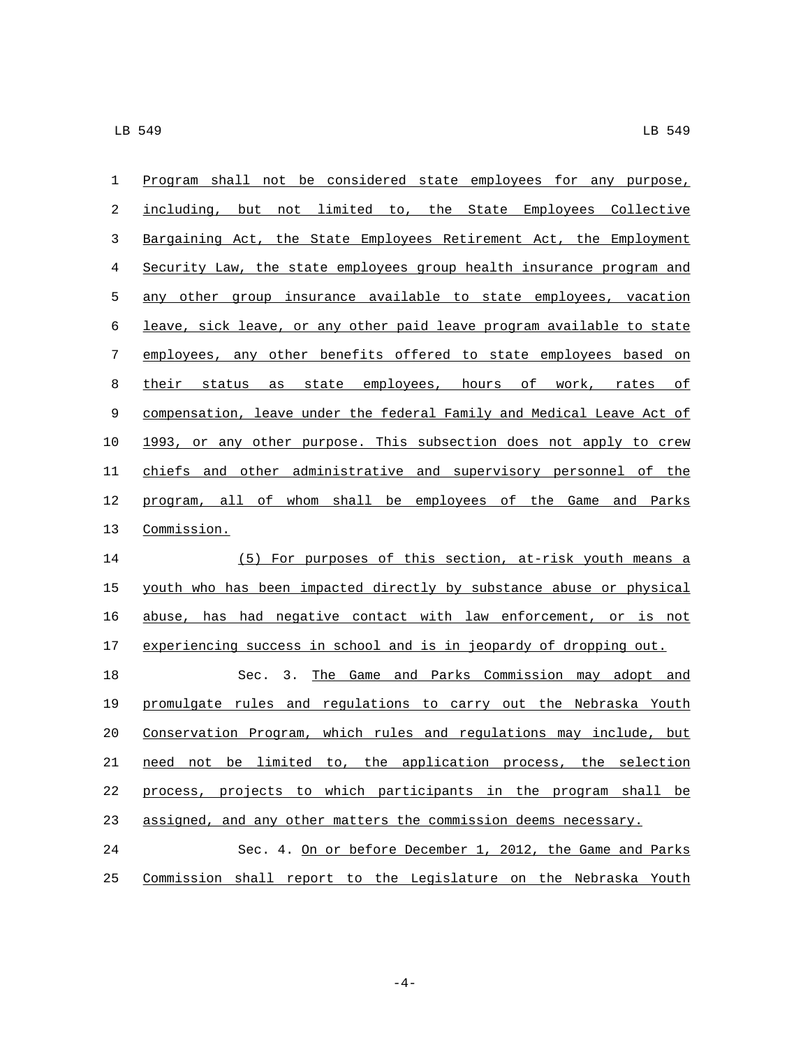Program shall not be considered state employees for any purpose, including, but not limited to, the State Employees Collective Bargaining Act, the State Employees Retirement Act, the Employment Security Law, the state employees group health insurance program and any other group insurance available to state employees, vacation leave, sick leave, or any other paid leave program available to state employees, any other benefits offered to state employees based on their status as state employees, hours of work, rates of compensation, leave under the federal Family and Medical Leave Act of 1993, or any other purpose. This subsection does not apply to crew chiefs and other administrative and supervisory personnel of the program, all of whom shall be employees of the Game and Parks Commission.

(5) For purposes of this section, at-risk youth means a youth who has been impacted directly by substance abuse or physical abuse, has had negative contact with law enforcement, or is not experiencing success in school and is in jeopardy of dropping out.

Sec. 3. The Game and Parks Commission may adopt and promulgate rules and regulations to carry out the Nebraska Youth Conservation Program, which rules and regulations may include, but need not be limited to, the application process, the selection process, projects to which participants in the program shall be assigned, and any other matters the commission deems necessary.

Sec. 4. On or before December 1, 2012, the Game and Parks Commission shall report to the Legislature on the Nebraska Youth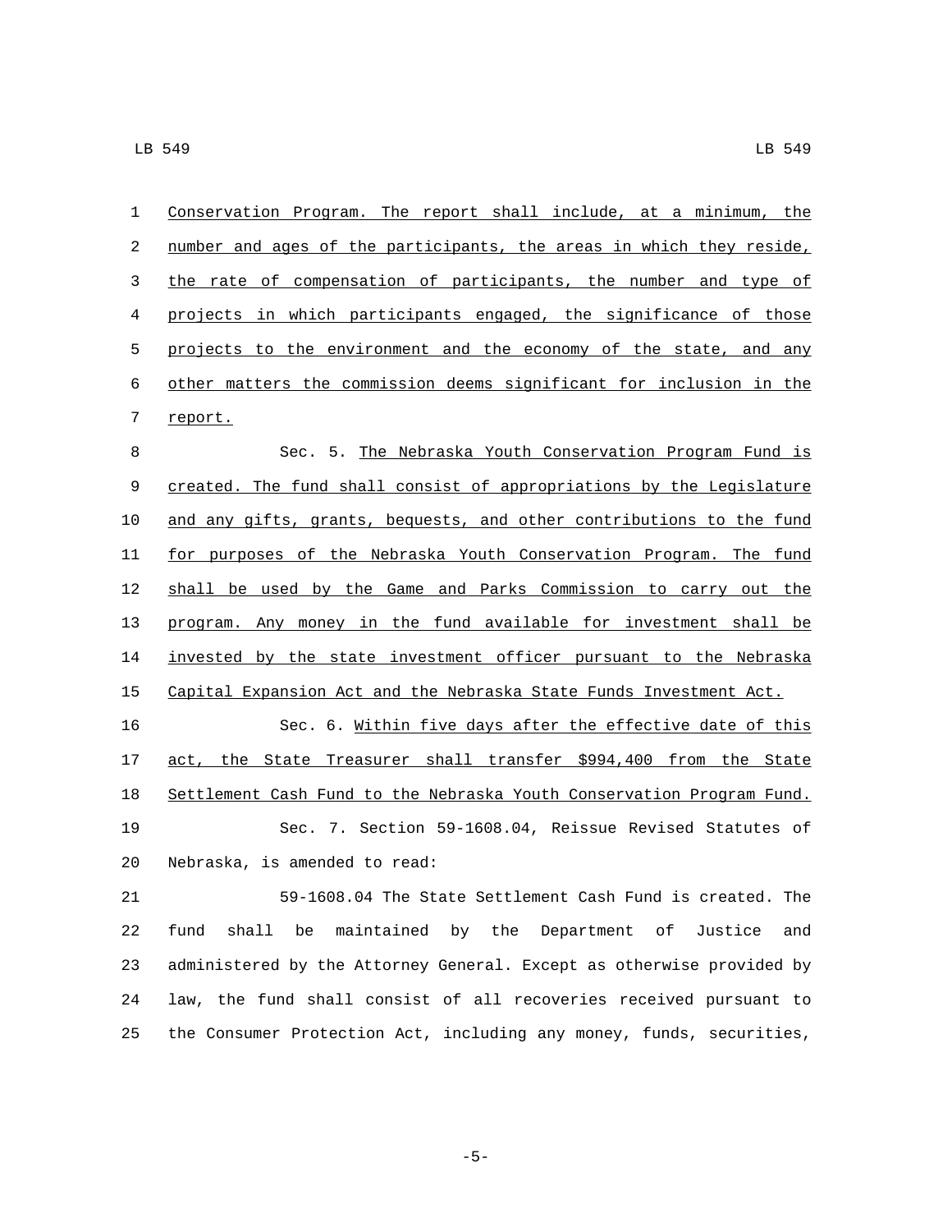Conservation Program. The report shall include, at a minimum, the number and ages of the participants, the areas in which they reside, the rate of compensation of participants, the number and type of projects in which participants engaged, the significance of those projects to the environment and the economy of the state, and any other matters the commission deems significant for inclusion in the report.

Sec. 5. The Nebraska Youth Conservation Program Fund is created. The fund shall consist of appropriations by the Legislature and any gifts, grants, bequests, and other contributions to the fund for purposes of the Nebraska Youth Conservation Program. The fund shall be used by the Game and Parks Commission to carry out the program. Any money in the fund available for investment shall be invested by the state investment officer pursuant to the Nebraska Capital Expansion Act and the Nebraska State Funds Investment Act.

Sec. 6. Within five days after the effective date of this act, the State Treasurer shall transfer $994,400 from the State Settlement Cash Fund to the Nebraska Youth Conservation Program Fund.

Sec. 7. Section 59-1608.04, Reissue Revised Statutes of Nebraska, is amended to read:

59-1608.04 The State Settlement Cash Fund is created. The fund shall be maintained by the Department of Justice and administered by the Attorney General. Except as otherwise provided by law, the fund shall consist of all recoveries received pursuant to the Consumer Protection Act, including any money, funds, securities,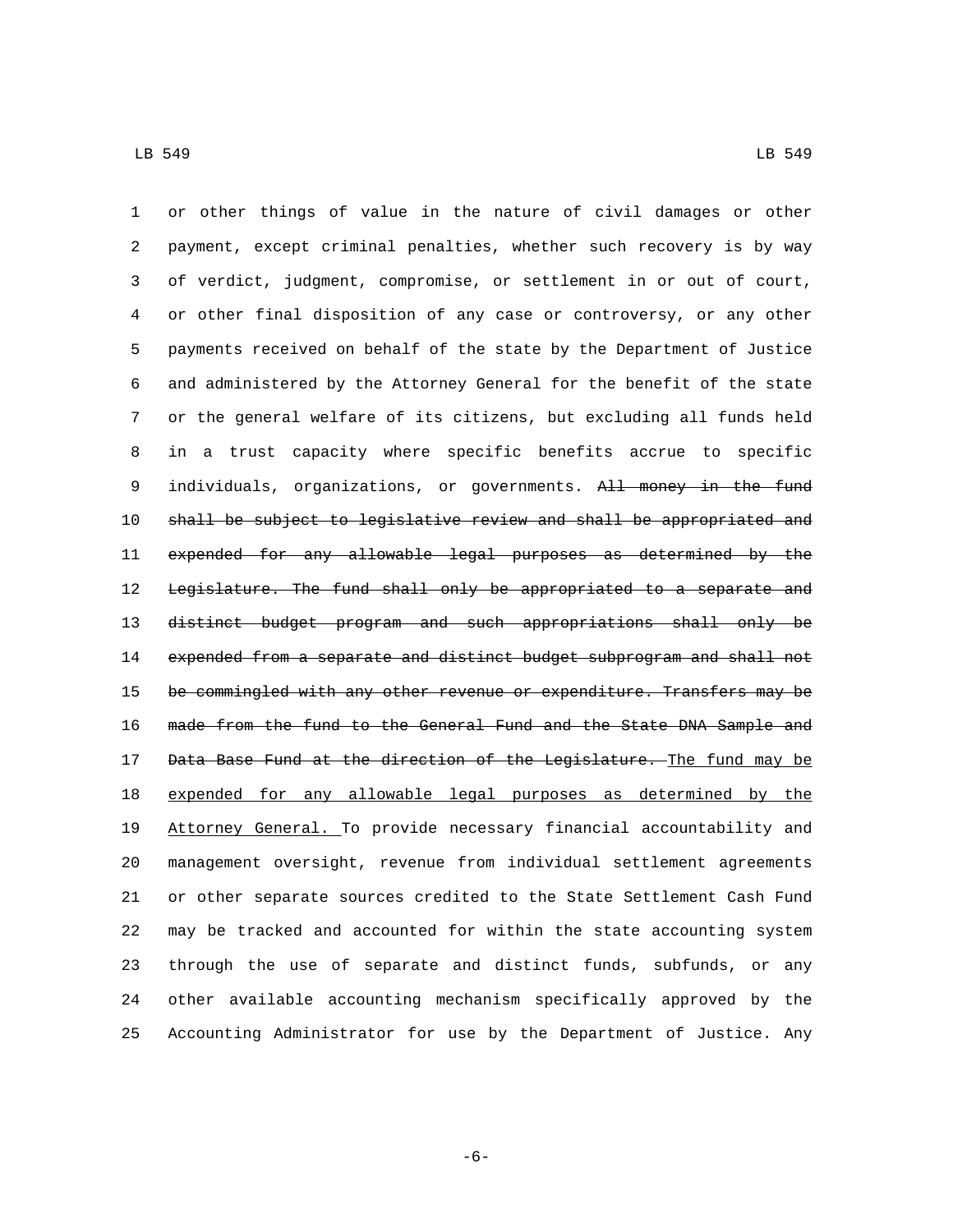or other things of value in the nature of civil damages or other payment, except criminal penalties, whether such recovery is by way of verdict, judgment, compromise, or settlement in or out of court, or other final disposition of any case or controversy, or any other payments received on behalf of the state by the Department of Justice and administered by the Attorney General for the benefit of the state or the general welfare of its citizens, but excluding all funds held in a trust capacity where specific benefits accrue to specific individuals, organizations, or governments. ~~All money in the fund shall be subject to legislative review and shall be appropriated and expended for any allowable legal purposes as determined by the Legislature. The fund shall only be appropriated to a separate and distinct budget program and such appropriations shall only be expended from a separate and distinct budget subprogram and shall not be commingled with any other revenue or expenditure. Transfers may be made from the fund to the General Fund and the State DNA Sample and Data Base Fund at the direction of the Legislature.~~ <u>The fund may be expended for any allowable legal purposes as determined by the Attorney General.</u> To provide necessary financial accountability and management oversight, revenue from individual settlement agreements or other separate sources credited to the State Settlement Cash Fund may be tracked and accounted for within the state accounting system through the use of separate and distinct funds, subfunds, or any other available accounting mechanism specifically approved by the Accounting Administrator for use by the Department of Justice. Any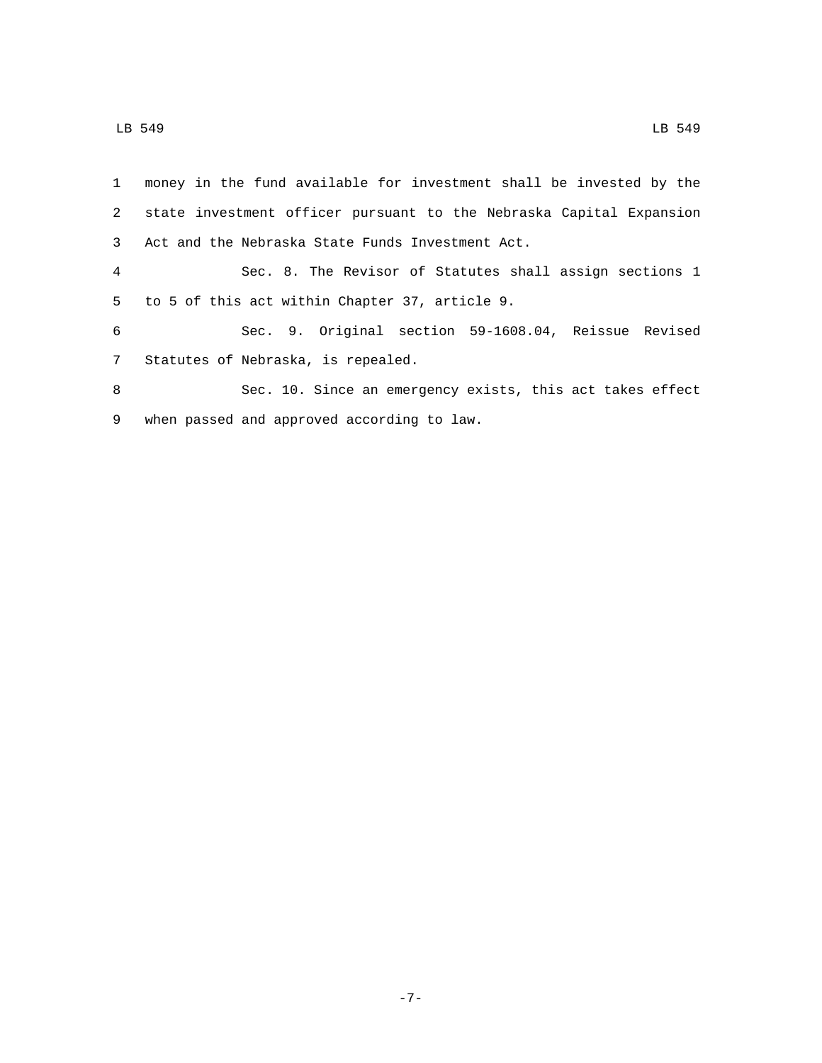money in the fund available for investment shall be invested by the state investment officer pursuant to the Nebraska Capital Expansion Act and the Nebraska State Funds Investment Act.

Sec. 8. The Revisor of Statutes shall assign sections 1 to 5 of this act within Chapter 37, article 9.

Sec. 9. Original section 59-1608.04, Reissue Revised Statutes of Nebraska, is repealed.

Sec. 10. Since an emergency exists, this act takes effect when passed and approved according to law.